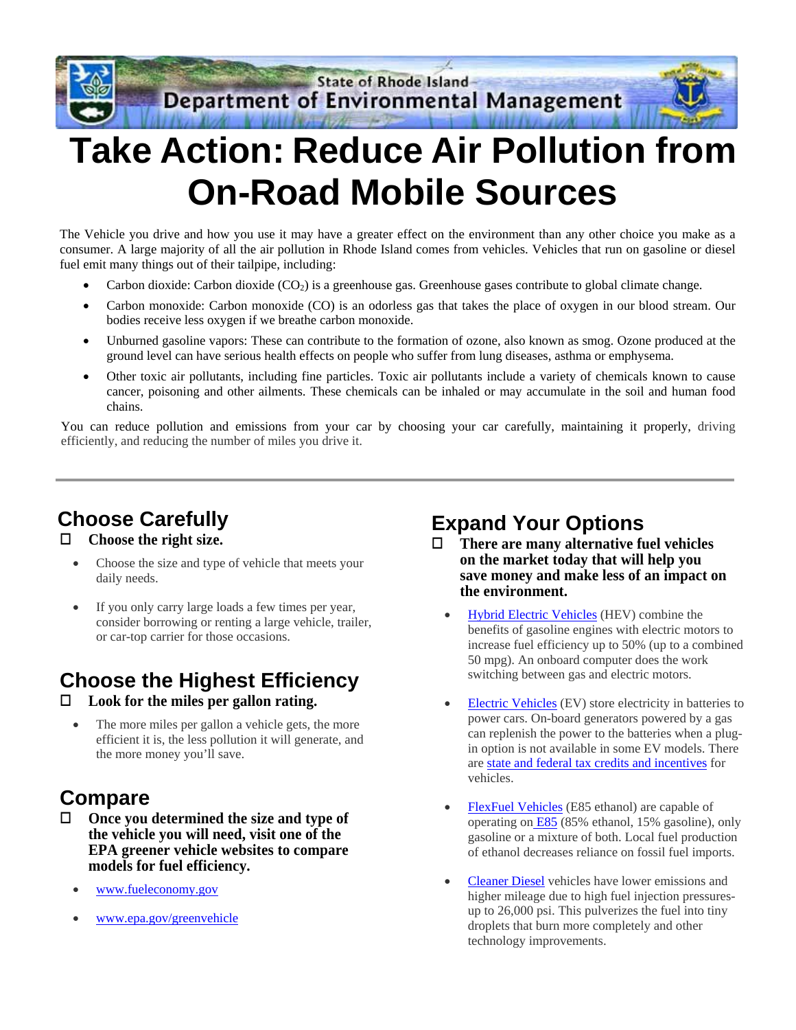State of Rhode Island Department of Environmental Management

# Take Action: Reduce Air Pollution from On-Road Mobile Sources

The Vehicle you drive and how you use it may have a greater effect on the environment than any other choice you make as a consumer. A large majority of all the air pollution in Rhode Island comes from vehicles. Vehicles that run on gasoline or diesel fuel emit many things out of their tailpipe, including:

- Carbon dioxide: Carbon dioxide ($CO_2$) is a greenhouse gas. Greenhouse gases contribute to global climate change.
- Carbon monoxide: Carbon monoxide (CO) is an odorless gas that takes the place of oxygen in our blood stream. Our bodies receive less oxygen if we breathe carbon monoxide.
- Unburned gasoline vapors: These can contribute to the formation of ozone, also known as smog. Ozone produced at the ground level can have serious health effects on people who suffer from lung diseases, asthma or emphysema.
- Other toxic air pollutants, including fine particles. Toxic air pollutants include a variety of chemicals known to cause cancer, poisoning and other ailments. These chemicals can be inhaled or may accumulate in the soil and human food chains.

You can reduce pollution and emissions from your car by choosing your car carefully, maintaining it properly, driving efficiently, and reducing the number of miles you drive it.

---

## Choose Carefully

☐ **Choose the right size.**

- Choose the size and type of vehicle that meets your daily needs.
- If you only carry large loads a few times per year, consider borrowing or renting a large vehicle, trailer, or car-top carrier for those occasions.

## Choose the Highest Efficiency

☐ **Look for the miles per gallon rating.**

- The more miles per gallon a vehicle gets, the more efficient it is, the less pollution it will generate, and the more money you'll save.

## Compare

☐ **Once you determined the size and type of the vehicle you will need, visit one of the EPA greener vehicle websites to compare models for fuel efficiency.**

- www.fueleconomy.gov
- www.epa.gov/greenvehicle

## Expand Your Options

☐ **There are many alternative fuel vehicles on the market today that will help you save money and make less of an impact on the environment.**

- Hybrid Electric Vehicles (HEV) combine the benefits of gasoline engines with electric motors to increase fuel efficiency up to 50% (up to a combined 50 mpg). An onboard computer does the work switching between gas and electric motors.
- Electric Vehicles (EV) store electricity in batteries to power cars. On-board generators powered by a gas can replenish the power to the batteries when a plug-in option is not available in some EV models. There are state and federal tax credits and incentives for vehicles.
- FlexFuel Vehicles (E85 ethanol) are capable of operating on E85 (85% ethanol, 15% gasoline), only gasoline or a mixture of both. Local fuel production of ethanol decreases reliance on fossil fuel imports.
- Cleaner Diesel vehicles have lower emissions and higher mileage due to high fuel injection pressures- up to 26,000 psi. This pulverizes the fuel into tiny droplets that burn more completely and other technology improvements.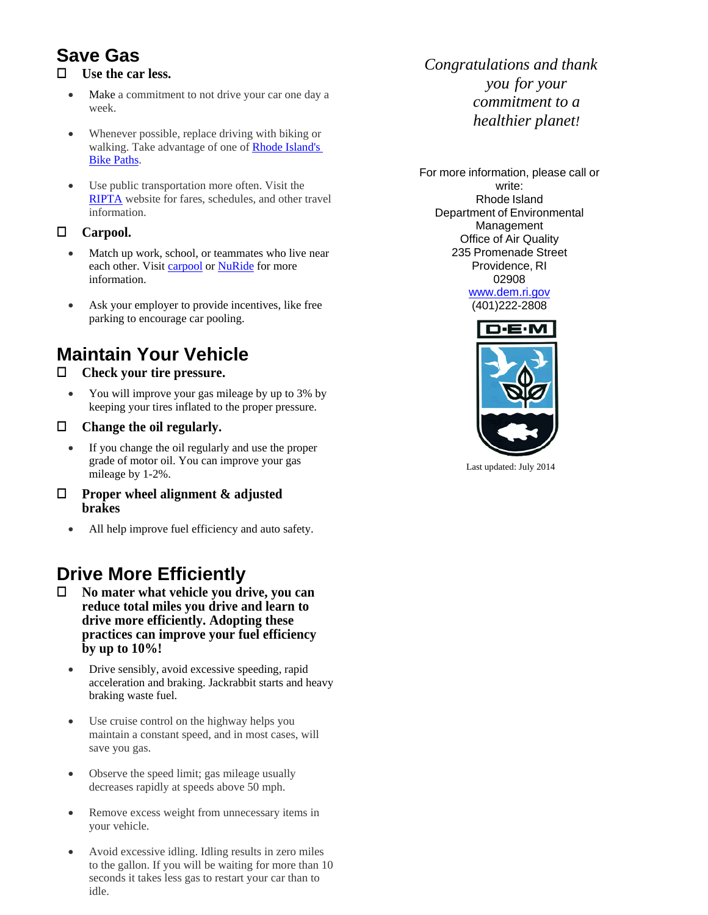## Save Gas

- ☐ **Use the car less.**
  - Make a commitment to not drive your car one day a week.
  - Whenever possible, replace driving with biking or walking. Take advantage of one of Rhode Island's Bike Paths.
  - Use public transportation more often. Visit the RIPTA website for fares, schedules, and other travel information.
- ☐ **Carpool.**
  - Match up work, school, or teammates who live near each other. Visit carpool or NuRide for more information.
  - Ask your employer to provide incentives, like free parking to encourage car pooling.

## Maintain Your Vehicle

- ☐ **Check your tire pressure.**
  - You will improve your gas mileage by up to 3% by keeping your tires inflated to the proper pressure.
- ☐ **Change the oil regularly.**
  - If you change the oil regularly and use the proper grade of motor oil. You can improve your gas mileage by 1-2%.
- ☐ **Proper wheel alignment & adjusted brakes**
  - All help improve fuel efficiency and auto safety.

## Drive More Efficiently

- ☐ **No mater what vehicle you drive, you can reduce total miles you drive and learn to drive more efficiently. Adopting these practices can improve your fuel efficiency by up to 10%!**
  - Drive sensibly, avoid excessive speeding, rapid acceleration and braking. Jackrabbit starts and heavy braking waste fuel.
  - Use cruise control on the highway helps you maintain a constant speed, and in most cases, will save you gas.
  - Observe the speed limit; gas mileage usually decreases rapidly at speeds above 50 mph.
  - Remove excess weight from unnecessary items in your vehicle.
  - Avoid excessive idling. Idling results in zero miles to the gallon. If you will be waiting for more than 10 seconds it takes less gas to restart your car than to idle.

*Congratulations and thank you for your commitment to a healthier planet!*

For more information, please call or write:
Rhode Island
Department of Environmental Management
Office of Air Quality
235 Promenade Street
Providence, RI
02908
www.dem.ri.gov
(401)222-2808

D·E·M

Last updated: July 2014